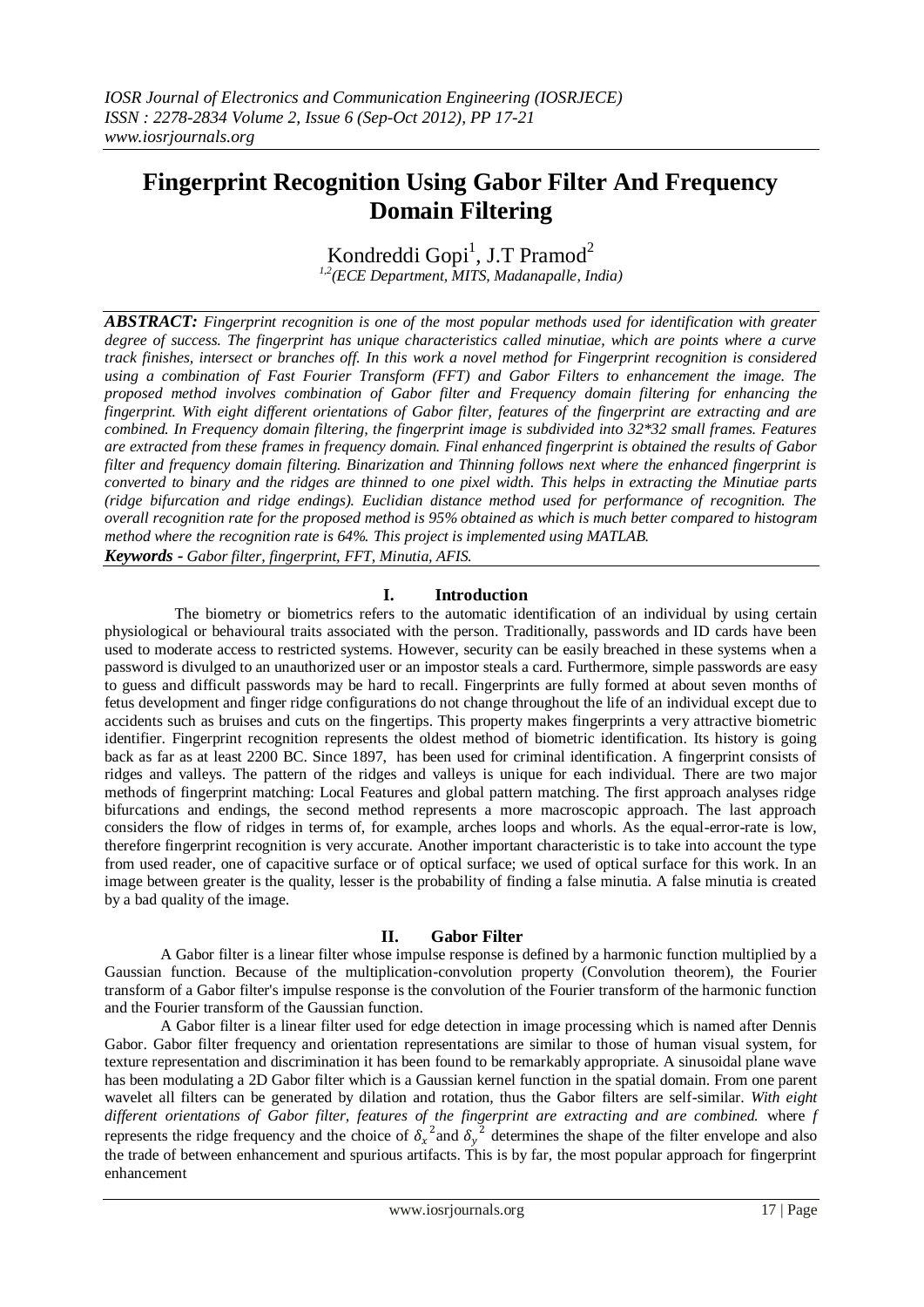# Fingerprint Recognition Using Gabor Filter And Frequency Domain Filtering

Kondreddi Gopi[1], J.T Pramod[2]

[1,2](ECE Department, MITS, Madanapalle, India)

***ABSTRACT:*** *Fingerprint recognition is one of the most popular methods used for identification with greater degree of success. The fingerprint has unique characteristics called minutiae, which are points where a curve track finishes, intersect or branches off. In this work a novel method for Fingerprint recognition is considered using a combination of Fast Fourier Transform (FFT) and Gabor Filters to enhancement the image. The proposed method involves combination of Gabor filter and Frequency domain filtering for enhancing the fingerprint. With eight different orientations of Gabor filter, features of the fingerprint are extracting and are combined. In Frequency domain filtering, the fingerprint image is subdivided into 32*32 small frames. Features are extracted from these frames in frequency domain. Final enhanced fingerprint is obtained the results of Gabor filter and frequency domain filtering. Binarization and Thinning follows next where the enhanced fingerprint is converted to binary and the ridges are thinned to one pixel width. This helps in extracting the Minutiae parts (ridge bifurcation and ridge endings). Euclidian distance method used for performance of recognition. The overall recognition rate for the proposed method is 95% obtained as which is much better compared to histogram method where the recognition rate is 64%. This project is implemented using MATLAB.*

***Keywords -*** *Gabor filter, fingerprint, FFT, Minutia, AFIS.*

## I. Introduction

The biometry or biometrics refers to the automatic identification of an individual by using certain physiological or behavioural traits associated with the person. Traditionally, passwords and ID cards have been used to moderate access to restricted systems. However, security can be easily breached in these systems when a password is divulged to an unauthorized user or an impostor steals a card. Furthermore, simple passwords are easy to guess and difficult passwords may be hard to recall. Fingerprints are fully formed at about seven months of fetus development and finger ridge configurations do not change throughout the life of an individual except due to accidents such as bruises and cuts on the fingertips. This property makes fingerprints a very attractive biometric identifier. Fingerprint recognition represents the oldest method of biometric identification. Its history is going back as far as at least 2200 BC. Since 1897, has been used for criminal identification. A fingerprint consists of ridges and valleys. The pattern of the ridges and valleys is unique for each individual. There are two major methods of fingerprint matching: Local Features and global pattern matching. The first approach analyses ridge bifurcations and endings, the second method represents a more macroscopic approach. The last approach considers the flow of ridges in terms of, for example, arches loops and whorls. As the equal-error-rate is low, therefore fingerprint recognition is very accurate. Another important characteristic is to take into account the type from used reader, one of capacitive surface or of optical surface; we used of optical surface for this work. In an image between greater is the quality, lesser is the probability of finding a false minutia. A false minutia is created by a bad quality of the image.

## II. Gabor Filter

A Gabor filter is a linear filter whose impulse response is defined by a harmonic function multiplied by a Gaussian function. Because of the multiplication-convolution property (Convolution theorem), the Fourier transform of a Gabor filter's impulse response is the convolution of the Fourier transform of the harmonic function and the Fourier transform of the Gaussian function.

A Gabor filter is a linear filter used for edge detection in image processing which is named after Dennis Gabor. Gabor filter frequency and orientation representations are similar to those of human visual system, for texture representation and discrimination it has been found to be remarkably appropriate. A sinusoidal plane wave has been modulating a 2D Gabor filter which is a Gaussian kernel function in the spatial domain. From one parent wavelet all filters can be generated by dilation and rotation, thus the Gabor filters are self-similar. *With eight different orientations of Gabor filter, features of the fingerprint are extracting and are combined.* where $f$ represents the ridge frequency and the choice of $\delta_x^2$ and $\delta_y^2$ determines the shape of the filter envelope and also the trade of between enhancement and spurious artifacts. This is by far, the most popular approach for fingerprint enhancement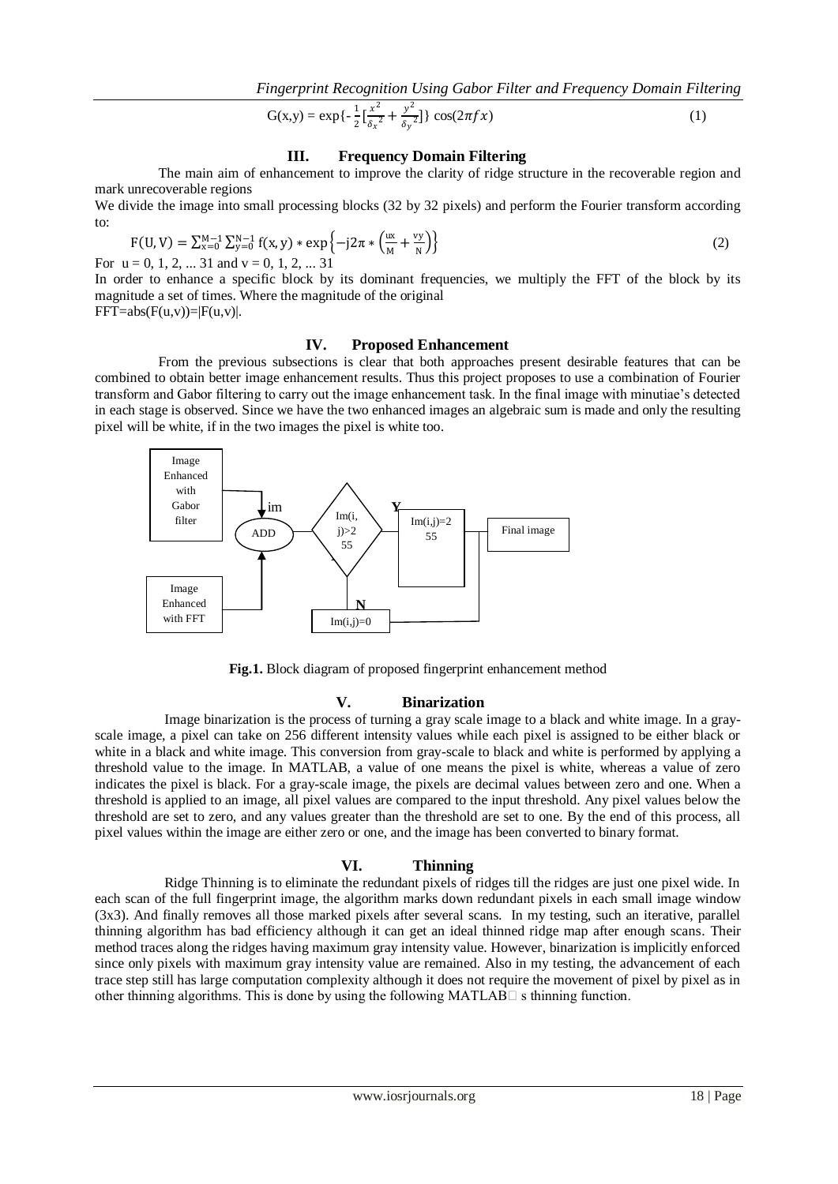$$G(x,y) = \exp\{-\frac{1}{2}[\frac{x^2}{\delta_x{}^2} + \frac{y^2}{\delta_y{}^2}]\}\ \cos(2\pi f x) \quad (1)$$

## III. Frequency Domain Filtering

The main aim of enhancement to improve the clarity of ridge structure in the recoverable region and mark unrecoverable regions

We divide the image into small processing blocks (32 by 32 pixels) and perform the Fourier transform according to:

$$F(U,V) = \sum_{x=0}^{M-1}\sum_{y=0}^{N-1} f(x,y) * \exp\left\{-j2\pi * \left(\frac{ux}{M} + \frac{vy}{N}\right)\right\} \quad (2)$$

For $u = 0, 1, 2, \ldots 31$ and $v = 0, 1, 2, \ldots 31$

In order to enhance a specific block by its dominant frequencies, we multiply the FFT of the block by its magnitude a set of times. Where the magnitude of the original
FFT=abs(F(u,v))=|F(u,v)|.

## IV. Proposed Enhancement

From the previous subsections is clear that both approaches present desirable features that can be combined to obtain better image enhancement results. Thus this project proposes to use a combination of Fourier transform and Gabor filtering to carry out the image enhancement task. In the final image with minutiae's detected in each stage is observed. Since we have the two enhanced images an algebraic sum is made and only the resulting pixel will be white, if in the two images the pixel is white too.

Image Enhanced with Gabor filter → im → ADD ← Image Enhanced with FFT

ADD → Im(i,j)>255 → Y → Im(i,j)=255 → Final image

Im(i,j)>255 → N → Im(i,j)=0 → Final image

**Fig.1.** Block diagram of proposed fingerprint enhancement method

## V. Binarization

Image binarization is the process of turning a gray scale image to a black and white image. In a gray-scale image, a pixel can take on 256 different intensity values while each pixel is assigned to be either black or white in a black and white image. This conversion from gray-scale to black and white is performed by applying a threshold value to the image. In MATLAB, a value of one means the pixel is white, whereas a value of zero indicates the pixel is black. For a gray-scale image, the pixels are decimal values between zero and one. When a threshold is applied to an image, all pixel values are compared to the input threshold. Any pixel values below the threshold are set to zero, and any values greater than the threshold are set to one. By the end of this process, all pixel values within the image are either zero or one, and the image has been converted to binary format.

## VI. Thinning

Ridge Thinning is to eliminate the redundant pixels of ridges till the ridges are just one pixel wide. In each scan of the full fingerprint image, the algorithm marks down redundant pixels in each small image window (3x3). And finally removes all those marked pixels after several scans. In my testing, such an iterative, parallel thinning algorithm has bad efficiency although it can get an ideal thinned ridge map after enough scans. Their method traces along the ridges having maximum gray intensity value. However, binarization is implicitly enforced since only pixels with maximum gray intensity value are remained. Also in my testing, the advancement of each trace step still has large computation complexity although it does not require the movement of pixel by pixel as in other thinning algorithms. This is done by using the following MATLAB's thinning function.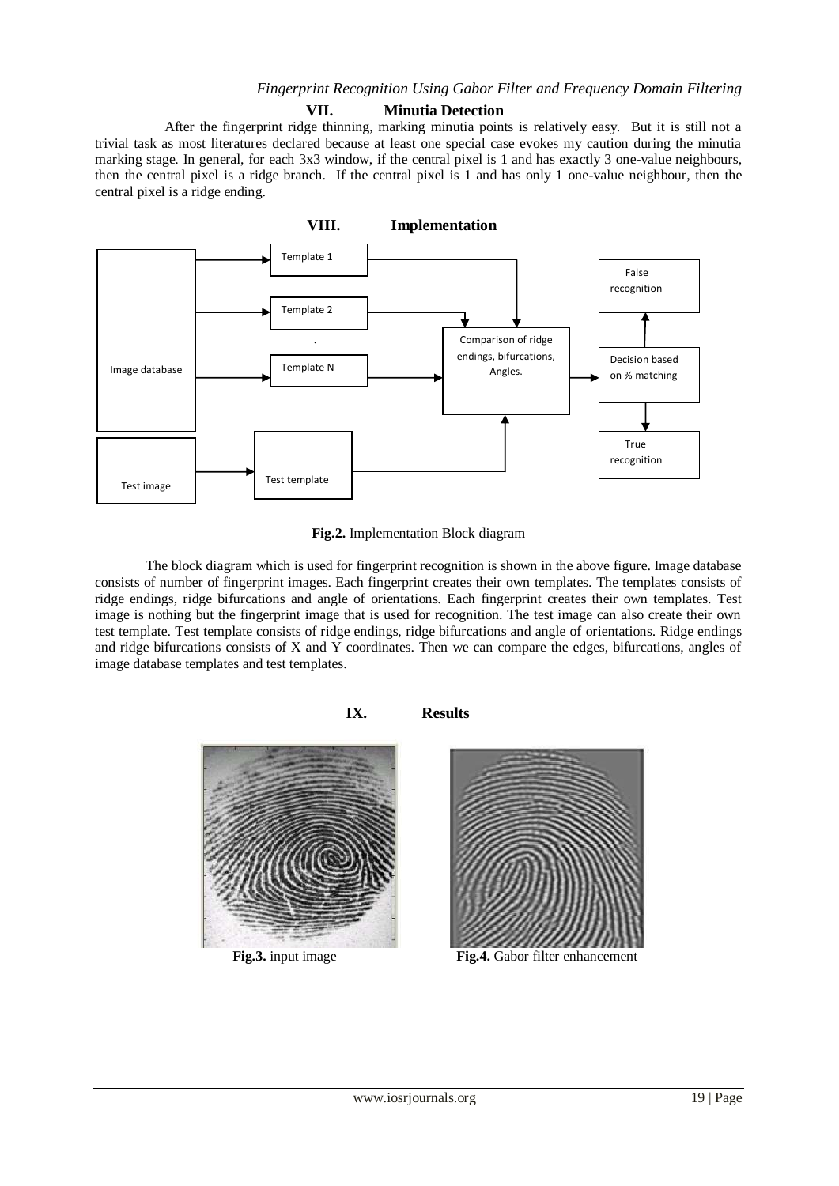## VII. Minutia Detection

After the fingerprint ridge thinning, marking minutia points is relatively easy. But it is still not a trivial task as most literatures declared because at least one special case evokes my caution during the minutia marking stage. In general, for each 3x3 window, if the central pixel is 1 and has exactly 3 one-value neighbours, then the central pixel is a ridge branch. If the central pixel is 1 and has only 1 one-value neighbour, then the central pixel is a ridge ending.

## VIII. Implementation

**Fig.2.** Implementation Block diagram

The block diagram which is used for fingerprint recognition is shown in the above figure. Image database consists of number of fingerprint images. Each fingerprint creates their own templates. The templates consists of ridge endings, ridge bifurcations and angle of orientations. Each fingerprint creates their own templates. Test image is nothing but the fingerprint image that is used for recognition. The test image can also create their own test template. Test template consists of ridge endings, ridge bifurcations and angle of orientations. Ridge endings and ridge bifurcations consists of X and Y coordinates. Then we can compare the edges, bifurcations, angles of image database templates and test templates.

## IX. Results

**Fig.3.** input image

**Fig.4.** Gabor filter enhancement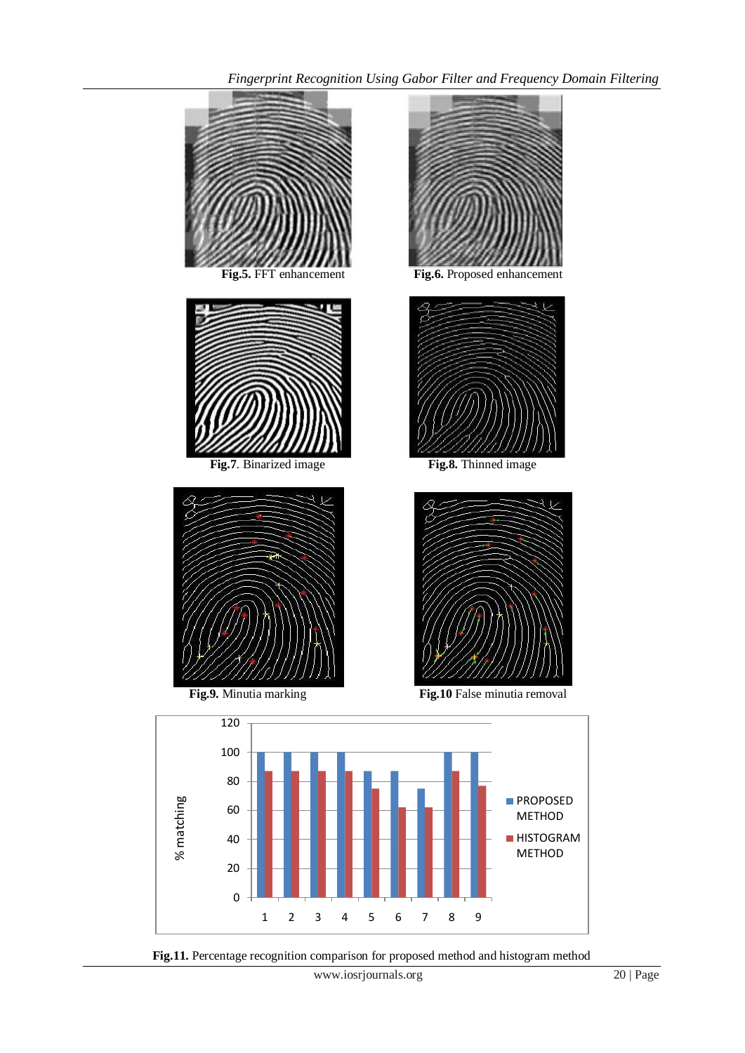Fig.5. FFT enhancement

Fig.6. Proposed enhancement

Fig.7. Binarized image

Fig.8. Thinned image

Fig.9. Minutia marking

Fig.10 False minutia removal

Fig.11. Percentage recognition comparison for proposed method and histogram method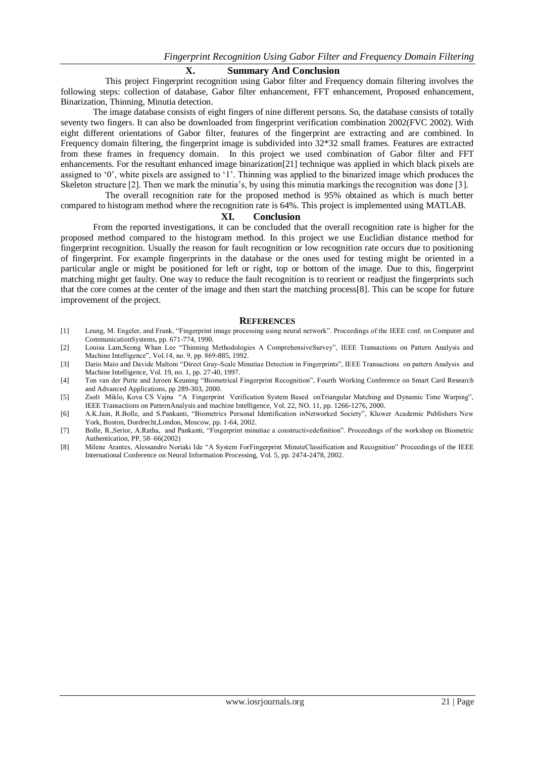## X. Summary And Conclusion

This project Fingerprint recognition using Gabor filter and Frequency domain filtering involves the following steps: collection of database, Gabor filter enhancement, FFT enhancement, Proposed enhancement, Binarization, Thinning, Minutia detection.

The image database consists of eight fingers of nine different persons. So, the database consists of totally seventy two fingers. It can also be downloaded from fingerprint verification combination 2002(FVC 2002). With eight different orientations of Gabor filter, features of the fingerprint are extracting and are combined. In Frequency domain filtering, the fingerprint image is subdivided into 32*32 small frames. Features are extracted from these frames in frequency domain. In this project we used combination of Gabor filter and FFT enhancements. For the resultant enhanced image binarization[21] technique was applied in which black pixels are assigned to '0', white pixels are assigned to '1'. Thinning was applied to the binarized image which produces the Skeleton structure [2]. Then we mark the minutia's, by using this minutia markings the recognition was done [3].

The overall recognition rate for the proposed method is 95% obtained as which is much better compared to histogram method where the recognition rate is 64%. This project is implemented using MATLAB.

## XI. Conclusion

From the reported investigations, it can be concluded that the overall recognition rate is higher for the proposed method compared to the histogram method. In this project we use Euclidian distance method for fingerprint recognition. Usually the reason for fault recognition or low recognition rate occurs due to positioning of fingerprint. For example fingerprints in the database or the ones used for testing might be oriented in a particular angle or might be positioned for left or right, top or bottom of the image. Due to this, fingerprint matching might get faulty. One way to reduce the fault recognition is to reorient or readjust the fingerprints such that the core comes at the center of the image and then start the matching process[8]. This can be scope for future improvement of the project.

## REFERENCES

[1] Leung, M. Engeler, and Frank, "Fingerprint image processing using neural network". Proceedings of the IEEE conf. on Computer and CommunicationSystems, pp. 671-774, 1990.

[2] Louisa Lam,Seong Whan Lee "Thinning Methodologies A ComprehensiveSurvey", IEEE Transactions on Pattern Analysis and Machine Intelligence", Vol.14, no. 9, pp. 869-885, 1992.

[3] Dario Maio and Davide Maltoni "Direct Gray-Scale Minutiae Detection in Fingerprints", IEEE Transactions on pattern Analysis and Machine Intelligence, Vol. 19, no. 1, pp. 27-40, 1997.

[4] Ton van der Putte and Jeroen Keuning "Biometrical Fingerprint Recognition", Fourth Working Conference on Smart Card Research and Advanced Applications, pp 289-303, 2000.

[5] Zsolt Miklo, Kova CS Vajna "A Fingerprint Verification System Based onTriangular Matching and Dynamic Time Warping", IEEE Transactions on PatternAnalysis and machine Intelligence, Vol. 22, NO. 11, pp. 1266-1276, 2000.

[6] A.K.Jain, R.Bolle, and S.Pankanti, "Biometrics Personal Identification inNetworked Society", Kluwer Academic Publishers New York, Boston, Dordrecht,London, Moscow, pp. 1-64, 2002.

[7] Bolle, R.,Serior, A.Ratha, and Pankanti, "Fingerprint minutiae a constructivedefinition". Proceedings of the workshop on Biometric Authentication, PP, 58–66(2002)

[8] Milene Arantes, Alessandro Noriaki Ide "A System ForFingerprint MinuteClassification and Recognition" Proceedings of the IEEE International Conference on Neural Information Processing, Vol. 5, pp. 2474-2478, 2002.